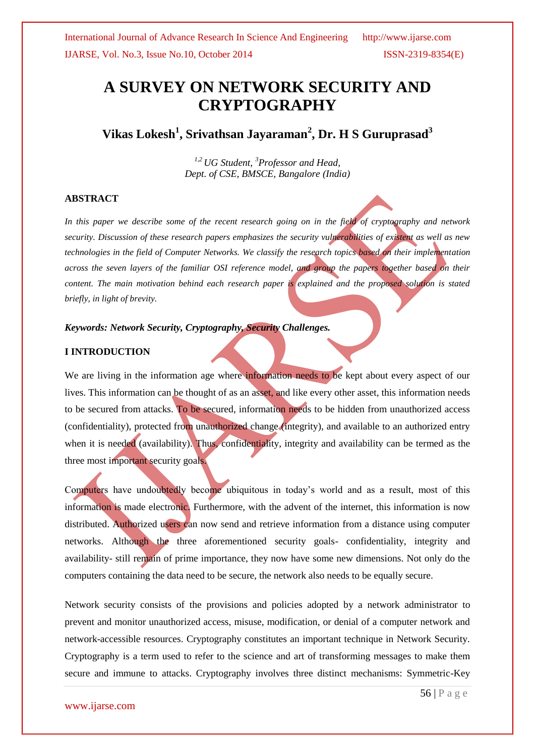# A SURVEY ON NETWORK SECURITY AND CRYPTOGRAPHY

**Vikas Lokesh[1], Srivathsan Jayaraman[2], Dr. H S Guruprasad[3]**

*[1,2] UG Student, [3] Professor and Head,*
*Dept. of CSE, BMSCE, Bangalore (India)*

## ABSTRACT

*In this paper we describe some of the recent research going on in the field of cryptography and network security. Discussion of these research papers emphasizes the security vulnerabilities of existent as well as new technologies in the field of Computer Networks. We classify the research topics based on their implementation across the seven layers of the familiar OSI reference model, and group the papers together based on their content. The main motivation behind each research paper is explained and the proposed solution is stated briefly, in light of brevity.*

***Keywords: Network Security, Cryptography, Security Challenges.***

## I INTRODUCTION

We are living in the information age where information needs to be kept about every aspect of our lives. This information can be thought of as an asset, and like every other asset, this information needs to be secured from attacks. To be secured, information needs to be hidden from unauthorized access (confidentiality), protected from unauthorized change (integrity), and available to an authorized entry when it is needed (availability). Thus, confidentiality, integrity and availability can be termed as the three most important security goals.

Computers have undoubtedly become ubiquitous in today's world and as a result, most of this information is made electronic. Furthermore, with the advent of the internet, this information is now distributed. Authorized users can now send and retrieve information from a distance using computer networks. Although the three aforementioned security goals- confidentiality, integrity and availability- still remain of prime importance, they now have some new dimensions. Not only do the computers containing the data need to be secure, the network also needs to be equally secure.

Network security consists of the provisions and policies adopted by a network administrator to prevent and monitor unauthorized access, misuse, modification, or denial of a computer network and network-accessible resources. Cryptography constitutes an important technique in Network Security. Cryptography is a term used to refer to the science and art of transforming messages to make them secure and immune to attacks. Cryptography involves three distinct mechanisms: Symmetric-Key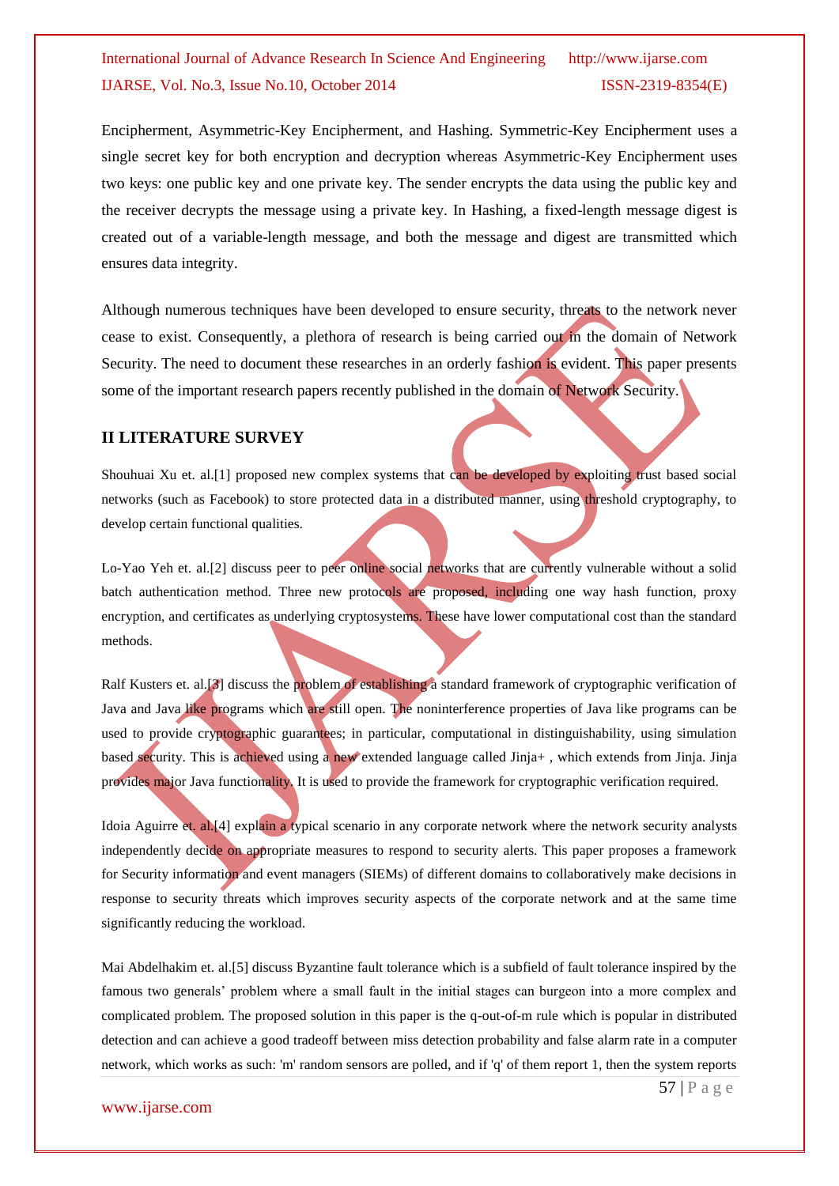Encipherment, Asymmetric-Key Encipherment, and Hashing. Symmetric-Key Encipherment uses a single secret key for both encryption and decryption whereas Asymmetric-Key Encipherment uses two keys: one public key and one private key. The sender encrypts the data using the public key and the receiver decrypts the message using a private key. In Hashing, a fixed-length message digest is created out of a variable-length message, and both the message and digest are transmitted which ensures data integrity.

Although numerous techniques have been developed to ensure security, threats to the network never cease to exist. Consequently, a plethora of research is being carried out in the domain of Network Security. The need to document these researches in an orderly fashion is evident. This paper presents some of the important research papers recently published in the domain of Network Security.

## II LITERATURE SURVEY

Shouhuai Xu et. al.[1] proposed new complex systems that can be developed by exploiting trust based social networks (such as Facebook) to store protected data in a distributed manner, using threshold cryptography, to develop certain functional qualities.

Lo-Yao Yeh et. al.[2] discuss peer to peer online social networks that are currently vulnerable without a solid batch authentication method. Three new protocols are proposed, including one way hash function, proxy encryption, and certificates as underlying cryptosystems. These have lower computational cost than the standard methods.

Ralf Kusters et. al.[3] discuss the problem of establishing a standard framework of cryptographic verification of Java and Java like programs which are still open. The noninterference properties of Java like programs can be used to provide cryptographic guarantees; in particular, computational in distinguishability, using simulation based security. This is achieved using a new extended language called Jinja+ , which extends from Jinja. Jinja provides major Java functionality. It is used to provide the framework for cryptographic verification required.

Idoia Aguirre et. al.[4] explain a typical scenario in any corporate network where the network security analysts independently decide on appropriate measures to respond to security alerts. This paper proposes a framework for Security information and event managers (SIEMs) of different domains to collaboratively make decisions in response to security threats which improves security aspects of the corporate network and at the same time significantly reducing the workload.

Mai Abdelhakim et. al.[5] discuss Byzantine fault tolerance which is a subfield of fault tolerance inspired by the famous two generals' problem where a small fault in the initial stages can burgeon into a more complex and complicated problem. The proposed solution in this paper is the q-out-of-m rule which is popular in distributed detection and can achieve a good tradeoff between miss detection probability and false alarm rate in a computer network, which works as such: 'm' random sensors are polled, and if 'q' of them report 1, then the system reports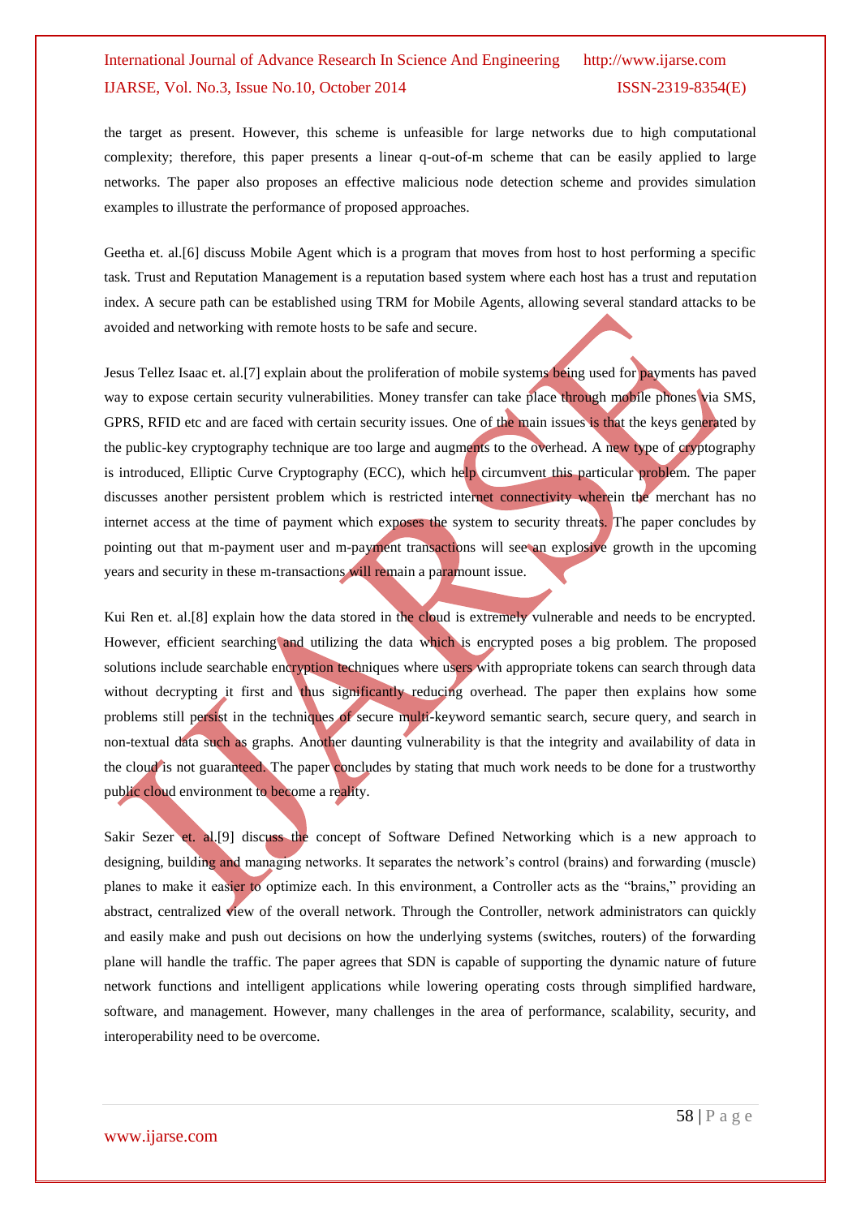the target as present. However, this scheme is unfeasible for large networks due to high computational complexity; therefore, this paper presents a linear q-out-of-m scheme that can be easily applied to large networks. The paper also proposes an effective malicious node detection scheme and provides simulation examples to illustrate the performance of proposed approaches.

Geetha et. al.[6] discuss Mobile Agent which is a program that moves from host to host performing a specific task. Trust and Reputation Management is a reputation based system where each host has a trust and reputation index. A secure path can be established using TRM for Mobile Agents, allowing several standard attacks to be avoided and networking with remote hosts to be safe and secure.

Jesus Tellez Isaac et. al.[7] explain about the proliferation of mobile systems being used for payments has paved way to expose certain security vulnerabilities. Money transfer can take place through mobile phones via SMS, GPRS, RFID etc and are faced with certain security issues. One of the main issues is that the keys generated by the public-key cryptography technique are too large and augments to the overhead. A new type of cryptography is introduced, Elliptic Curve Cryptography (ECC), which help circumvent this particular problem. The paper discusses another persistent problem which is restricted internet connectivity wherein the merchant has no internet access at the time of payment which exposes the system to security threats. The paper concludes by pointing out that m-payment user and m-payment transactions will see an explosive growth in the upcoming years and security in these m-transactions will remain a paramount issue.

Kui Ren et. al.[8] explain how the data stored in the cloud is extremely vulnerable and needs to be encrypted. However, efficient searching and utilizing the data which is encrypted poses a big problem. The proposed solutions include searchable encryption techniques where users with appropriate tokens can search through data without decrypting it first and thus significantly reducing overhead. The paper then explains how some problems still persist in the techniques of secure multi-keyword semantic search, secure query, and search in non-textual data such as graphs. Another daunting vulnerability is that the integrity and availability of data in the cloud is not guaranteed. The paper concludes by stating that much work needs to be done for a trustworthy public cloud environment to become a reality.

Sakir Sezer et. al.[9] discuss the concept of Software Defined Networking which is a new approach to designing, building and managing networks. It separates the network's control (brains) and forwarding (muscle) planes to make it easier to optimize each. In this environment, a Controller acts as the "brains," providing an abstract, centralized view of the overall network. Through the Controller, network administrators can quickly and easily make and push out decisions on how the underlying systems (switches, routers) of the forwarding plane will handle the traffic. The paper agrees that SDN is capable of supporting the dynamic nature of future network functions and intelligent applications while lowering operating costs through simplified hardware, software, and management. However, many challenges in the area of performance, scalability, security, and interoperability need to be overcome.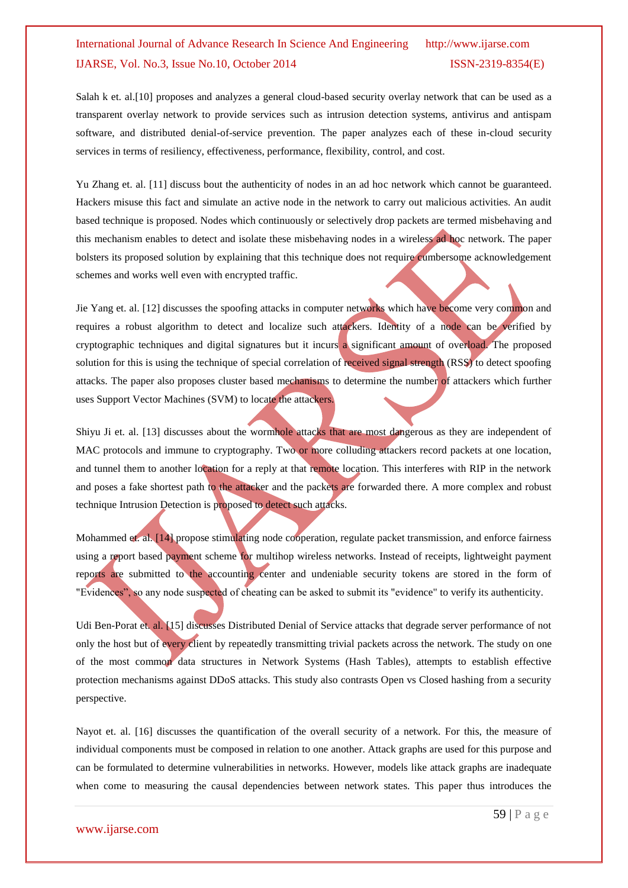Salah k et. al.[10] proposes and analyzes a general cloud-based security overlay network that can be used as a transparent overlay network to provide services such as intrusion detection systems, antivirus and antispam software, and distributed denial-of-service prevention. The paper analyzes each of these in-cloud security services in terms of resiliency, effectiveness, performance, flexibility, control, and cost.

Yu Zhang et. al. [11] discuss bout the authenticity of nodes in an ad hoc network which cannot be guaranteed. Hackers misuse this fact and simulate an active node in the network to carry out malicious activities. An audit based technique is proposed. Nodes which continuously or selectively drop packets are termed misbehaving and this mechanism enables to detect and isolate these misbehaving nodes in a wireless ad hoc network. The paper bolsters its proposed solution by explaining that this technique does not require cumbersome acknowledgement schemes and works well even with encrypted traffic.

Jie Yang et. al. [12] discusses the spoofing attacks in computer networks which have become very common and requires a robust algorithm to detect and localize such attackers. Identity of a node can be verified by cryptographic techniques and digital signatures but it incurs a significant amount of overload. The proposed solution for this is using the technique of special correlation of received signal strength (RSS) to detect spoofing attacks. The paper also proposes cluster based mechanisms to determine the number of attackers which further uses Support Vector Machines (SVM) to locate the attackers.

Shiyu Ji et. al. [13] discusses about the wormhole attacks that are most dangerous as they are independent of MAC protocols and immune to cryptography. Two or more colluding attackers record packets at one location, and tunnel them to another location for a reply at that remote location. This interferes with RIP in the network and poses a fake shortest path to the attacker and the packets are forwarded there. A more complex and robust technique Intrusion Detection is proposed to detect such attacks.

Mohammed et. al. [14] propose stimulating node cooperation, regulate packet transmission, and enforce fairness using a report based payment scheme for multihop wireless networks. Instead of receipts, lightweight payment reports are submitted to the accounting center and undeniable security tokens are stored in the form of "Evidences", so any node suspected of cheating can be asked to submit its "evidence" to verify its authenticity.

Udi Ben-Porat et. al. [15] discusses Distributed Denial of Service attacks that degrade server performance of not only the host but of every client by repeatedly transmitting trivial packets across the network. The study on one of the most common data structures in Network Systems (Hash Tables), attempts to establish effective protection mechanisms against DDoS attacks. This study also contrasts Open vs Closed hashing from a security perspective.

Nayot et. al. [16] discusses the quantification of the overall security of a network. For this, the measure of individual components must be composed in relation to one another. Attack graphs are used for this purpose and can be formulated to determine vulnerabilities in networks. However, models like attack graphs are inadequate when come to measuring the causal dependencies between network states. This paper thus introduces the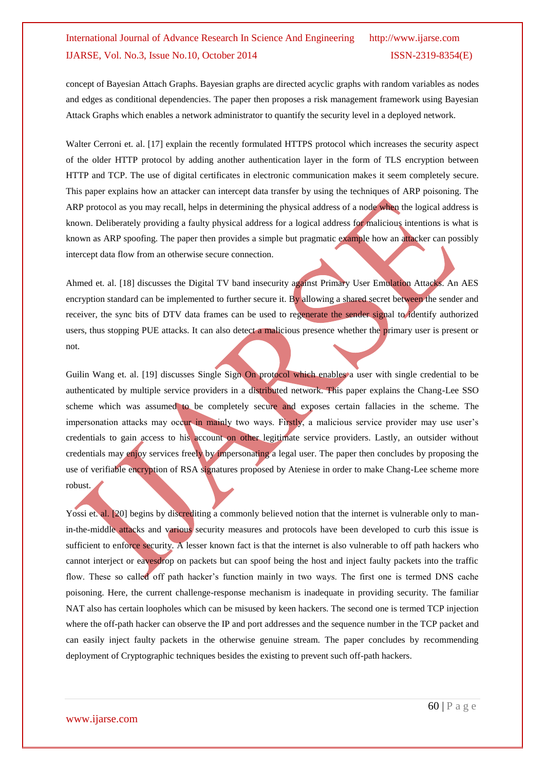concept of Bayesian Attach Graphs. Bayesian graphs are directed acyclic graphs with random variables as nodes and edges as conditional dependencies. The paper then proposes a risk management framework using Bayesian Attack Graphs which enables a network administrator to quantify the security level in a deployed network.

Walter Cerroni et. al. [17] explain the recently formulated HTTPS protocol which increases the security aspect of the older HTTP protocol by adding another authentication layer in the form of TLS encryption between HTTP and TCP. The use of digital certificates in electronic communication makes it seem completely secure. This paper explains how an attacker can intercept data transfer by using the techniques of ARP poisoning. The ARP protocol as you may recall, helps in determining the physical address of a node when the logical address is known. Deliberately providing a faulty physical address for a logical address for malicious intentions is what is known as ARP spoofing. The paper then provides a simple but pragmatic example how an attacker can possibly intercept data flow from an otherwise secure connection.

Ahmed et. al. [18] discusses the Digital TV band insecurity against Primary User Emulation Attacks. An AES encryption standard can be implemented to further secure it. By allowing a shared secret between the sender and receiver, the sync bits of DTV data frames can be used to regenerate the sender signal to identify authorized users, thus stopping PUE attacks. It can also detect a malicious presence whether the primary user is present or not.

Guilin Wang et. al. [19] discusses Single Sign On protocol which enables a user with single credential to be authenticated by multiple service providers in a distributed network. This paper explains the Chang-Lee SSO scheme which was assumed to be completely secure and exposes certain fallacies in the scheme. The impersonation attacks may occur in mainly two ways. Firstly, a malicious service provider may use user's credentials to gain access to his account on other legitimate service providers. Lastly, an outsider without credentials may enjoy services freely by impersonating a legal user. The paper then concludes by proposing the use of verifiable encryption of RSA signatures proposed by Ateniese in order to make Chang-Lee scheme more robust.

Yossi et. al. [20] begins by discrediting a commonly believed notion that the internet is vulnerable only to man-in-the-middle attacks and various security measures and protocols have been developed to curb this issue is sufficient to enforce security. A lesser known fact is that the internet is also vulnerable to off path hackers who cannot interject or eavesdrop on packets but can spoof being the host and inject faulty packets into the traffic flow. These so called off path hacker's function mainly in two ways. The first one is termed DNS cache poisoning. Here, the current challenge-response mechanism is inadequate in providing security. The familiar NAT also has certain loopholes which can be misused by keen hackers. The second one is termed TCP injection where the off-path hacker can observe the IP and port addresses and the sequence number in the TCP packet and can easily inject faulty packets in the otherwise genuine stream. The paper concludes by recommending deployment of Cryptographic techniques besides the existing to prevent such off-path hackers.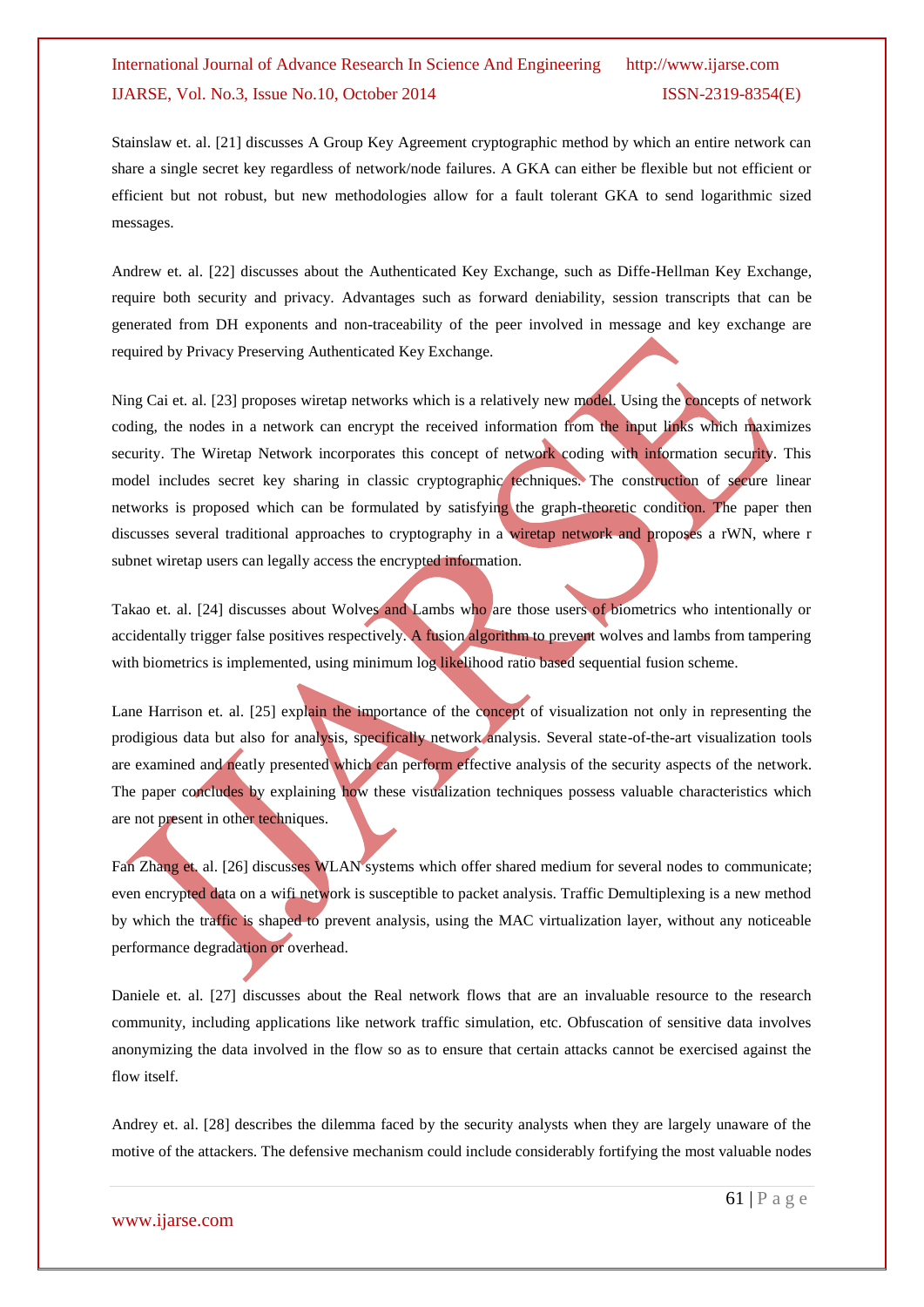Stainslaw et. al. [21] discusses A Group Key Agreement cryptographic method by which an entire network can share a single secret key regardless of network/node failures. A GKA can either be flexible but not efficient or efficient but not robust, but new methodologies allow for a fault tolerant GKA to send logarithmic sized messages.

Andrew et. al. [22] discusses about the Authenticated Key Exchange, such as Diffe-Hellman Key Exchange, require both security and privacy. Advantages such as forward deniability, session transcripts that can be generated from DH exponents and non-traceability of the peer involved in message and key exchange are required by Privacy Preserving Authenticated Key Exchange.

Ning Cai et. al. [23] proposes wiretap networks which is a relatively new model. Using the concepts of network coding, the nodes in a network can encrypt the received information from the input links which maximizes security. The Wiretap Network incorporates this concept of network coding with information security. This model includes secret key sharing in classic cryptographic techniques. The construction of secure linear networks is proposed which can be formulated by satisfying the graph-theoretic condition. The paper then discusses several traditional approaches to cryptography in a wiretap network and proposes a rWN, where r subnet wiretap users can legally access the encrypted information.

Takao et. al. [24] discusses about Wolves and Lambs who are those users of biometrics who intentionally or accidentally trigger false positives respectively. A fusion algorithm to prevent wolves and lambs from tampering with biometrics is implemented, using minimum log likelihood ratio based sequential fusion scheme.

Lane Harrison et. al. [25] explain the importance of the concept of visualization not only in representing the prodigious data but also for analysis, specifically network analysis. Several state-of-the-art visualization tools are examined and neatly presented which can perform effective analysis of the security aspects of the network. The paper concludes by explaining how these visualization techniques possess valuable characteristics which are not present in other techniques.

Fan Zhang et. al. [26] discusses WLAN systems which offer shared medium for several nodes to communicate; even encrypted data on a wifi network is susceptible to packet analysis. Traffic Demultiplexing is a new method by which the traffic is shaped to prevent analysis, using the MAC virtualization layer, without any noticeable performance degradation or overhead.

Daniele et. al. [27] discusses about the Real network flows that are an invaluable resource to the research community, including applications like network traffic simulation, etc. Obfuscation of sensitive data involves anonymizing the data involved in the flow so as to ensure that certain attacks cannot be exercised against the flow itself.

Andrey et. al. [28] describes the dilemma faced by the security analysts when they are largely unaware of the motive of the attackers. The defensive mechanism could include considerably fortifying the most valuable nodes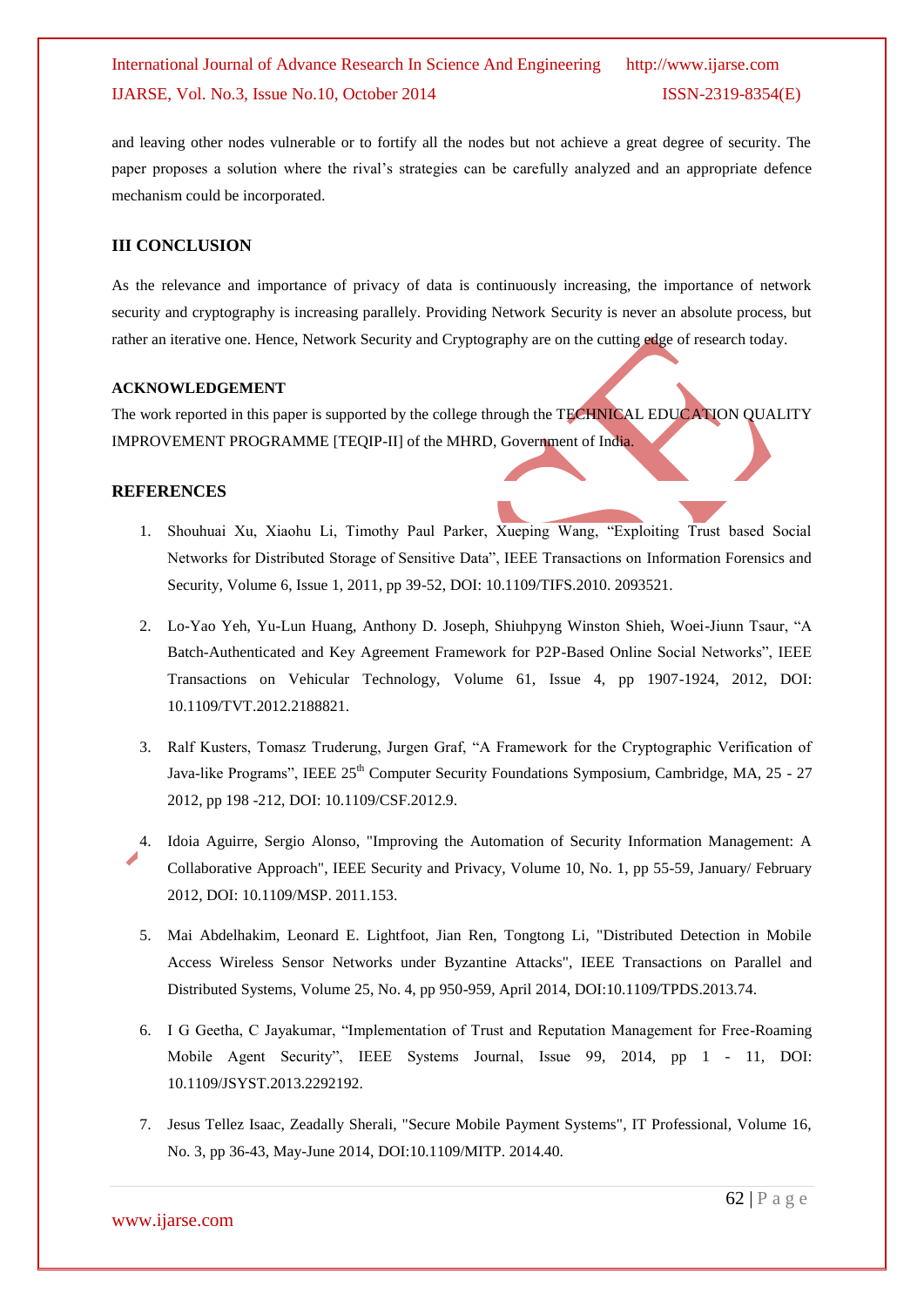and leaving other nodes vulnerable or to fortify all the nodes but not achieve a great degree of security. The paper proposes a solution where the rival's strategies can be carefully analyzed and an appropriate defence mechanism could be incorporated.

## III CONCLUSION

As the relevance and importance of privacy of data is continuously increasing, the importance of network security and cryptography is increasing parallely. Providing Network Security is never an absolute process, but rather an iterative one. Hence, Network Security and Cryptography are on the cutting edge of research today.

### ACKNOWLEDGEMENT

The work reported in this paper is supported by the college through the TECHNICAL EDUCATION QUALITY IMPROVEMENT PROGRAMME [TEQIP-II] of the MHRD, Government of India.

## REFERENCES

1. Shouhuai Xu, Xiaohu Li, Timothy Paul Parker, Xueping Wang, "Exploiting Trust based Social Networks for Distributed Storage of Sensitive Data", IEEE Transactions on Information Forensics and Security, Volume 6, Issue 1, 2011, pp 39-52, DOI: 10.1109/TIFS.2010. 2093521.

2. Lo-Yao Yeh, Yu-Lun Huang, Anthony D. Joseph, Shiuhpyng Winston Shieh, Woei-Jiunn Tsaur, "A Batch-Authenticated and Key Agreement Framework for P2P-Based Online Social Networks", IEEE Transactions on Vehicular Technology, Volume 61, Issue 4, pp 1907-1924, 2012, DOI: 10.1109/TVT.2012.2188821.

3. Ralf Kusters, Tomasz Truderung, Jurgen Graf, "A Framework for the Cryptographic Verification of Java-like Programs", IEEE 25th Computer Security Foundations Symposium, Cambridge, MA, 25 - 27 2012, pp 198 -212, DOI: 10.1109/CSF.2012.9.

4. Idoia Aguirre, Sergio Alonso, "Improving the Automation of Security Information Management: A Collaborative Approach", IEEE Security and Privacy, Volume 10, No. 1, pp 55-59, January/ February 2012, DOI: 10.1109/MSP. 2011.153.

5. Mai Abdelhakim, Leonard E. Lightfoot, Jian Ren, Tongtong Li, "Distributed Detection in Mobile Access Wireless Sensor Networks under Byzantine Attacks", IEEE Transactions on Parallel and Distributed Systems, Volume 25, No. 4, pp 950-959, April 2014, DOI:10.1109/TPDS.2013.74.

6. I G Geetha, C Jayakumar, "Implementation of Trust and Reputation Management for Free-Roaming Mobile Agent Security", IEEE Systems Journal, Issue 99, 2014, pp 1 - 11, DOI: 10.1109/JSYST.2013.2292192.

7. Jesus Tellez Isaac, Zeadally Sherali, "Secure Mobile Payment Systems", IT Professional, Volume 16, No. 3, pp 36-43, May-June 2014, DOI:10.1109/MITP. 2014.40.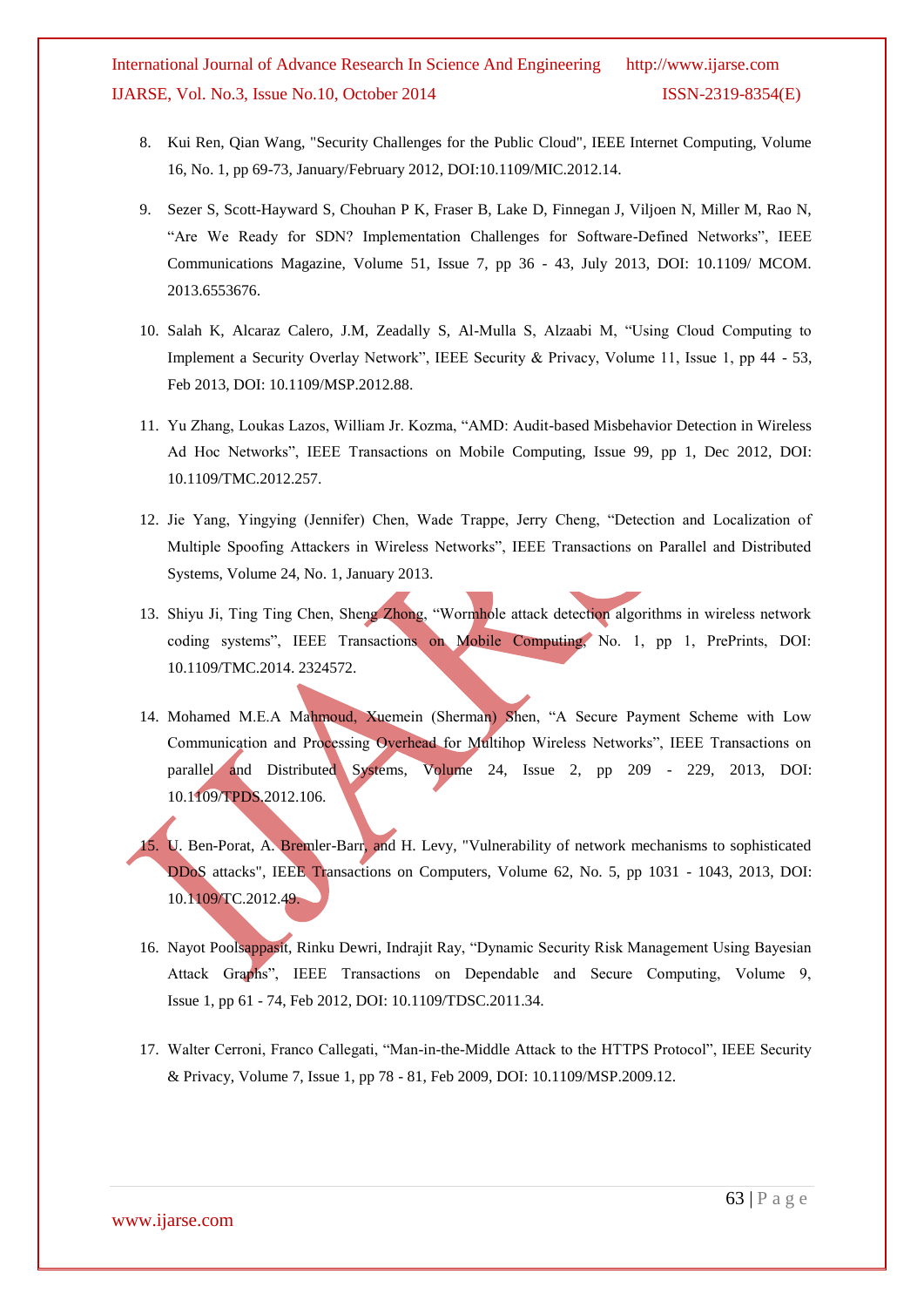8. Kui Ren, Qian Wang, "Security Challenges for the Public Cloud", IEEE Internet Computing, Volume 16, No. 1, pp 69-73, January/February 2012, DOI:10.1109/MIC.2012.14.

9. Sezer S, Scott-Hayward S, Chouhan P K, Fraser B, Lake D, Finnegan J, Viljoen N, Miller M, Rao N, "Are We Ready for SDN? Implementation Challenges for Software-Defined Networks", IEEE Communications Magazine, Volume 51, Issue 7, pp 36 - 43, July 2013, DOI: 10.1109/ MCOM. 2013.6553676.

10. Salah K, Alcaraz Calero, J.M, Zeadally S, Al-Mulla S, Alzaabi M, "Using Cloud Computing to Implement a Security Overlay Network", IEEE Security & Privacy, Volume 11, Issue 1, pp 44 - 53, Feb 2013, DOI: 10.1109/MSP.2012.88.

11. Yu Zhang, Loukas Lazos, William Jr. Kozma, "AMD: Audit-based Misbehavior Detection in Wireless Ad Hoc Networks", IEEE Transactions on Mobile Computing, Issue 99, pp 1, Dec 2012, DOI: 10.1109/TMC.2012.257.

12. Jie Yang, Yingying (Jennifer) Chen, Wade Trappe, Jerry Cheng, "Detection and Localization of Multiple Spoofing Attackers in Wireless Networks", IEEE Transactions on Parallel and Distributed Systems, Volume 24, No. 1, January 2013.

13. Shiyu Ji, Ting Ting Chen, Sheng Zhong, "Wormhole attack detection algorithms in wireless network coding systems", IEEE Transactions on Mobile Computing, No. 1, pp 1, PrePrints, DOI: 10.1109/TMC.2014. 2324572.

14. Mohamed M.E.A Mahmoud, Xuemein (Sherman) Shen, "A Secure Payment Scheme with Low Communication and Processing Overhead for Multihop Wireless Networks", IEEE Transactions on parallel and Distributed Systems, Volume 24, Issue 2, pp 209 - 229, 2013, DOI: 10.1109/TPDS.2012.106.

15. U. Ben-Porat, A. Bremler-Barr, and H. Levy, "Vulnerability of network mechanisms to sophisticated DDoS attacks", IEEE Transactions on Computers, Volume 62, No. 5, pp 1031 - 1043, 2013, DOI: 10.1109/TC.2012.49.

16. Nayot Poolsappasit, Rinku Dewri, Indrajit Ray, "Dynamic Security Risk Management Using Bayesian Attack Graphs", IEEE Transactions on Dependable and Secure Computing, Volume 9, Issue 1, pp 61 - 74, Feb 2012, DOI: 10.1109/TDSC.2011.34.

17. Walter Cerroni, Franco Callegati, "Man-in-the-Middle Attack to the HTTPS Protocol", IEEE Security & Privacy, Volume 7, Issue 1, pp 78 - 81, Feb 2009, DOI: 10.1109/MSP.2009.12.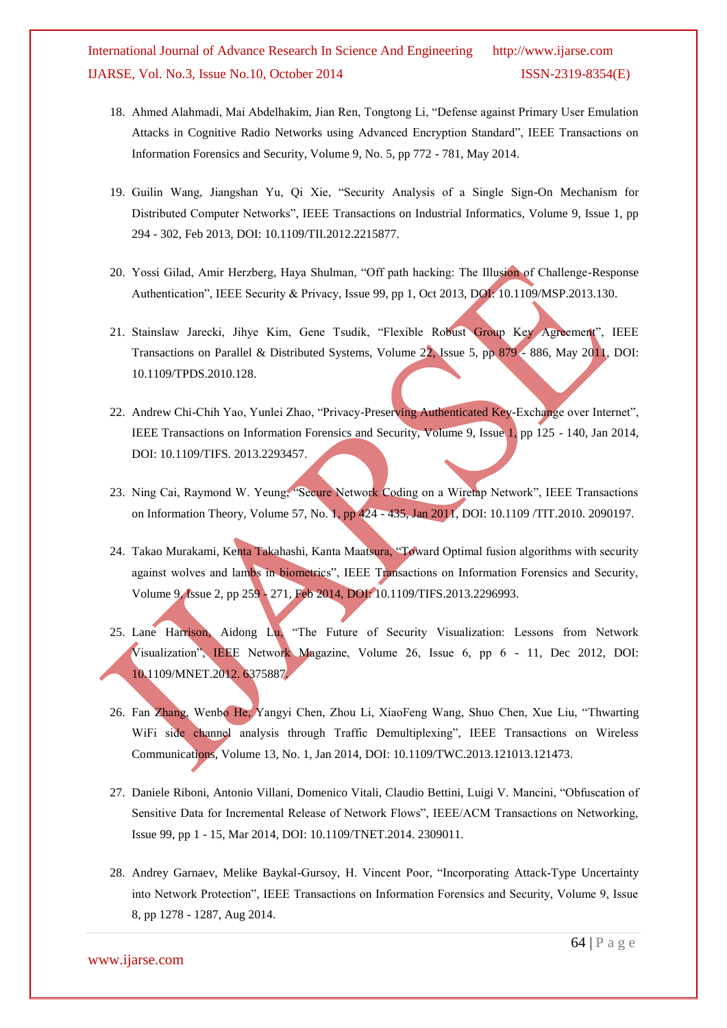18. Ahmed Alahmadi, Mai Abdelhakim, Jian Ren, Tongtong Li, "Defense against Primary User Emulation Attacks in Cognitive Radio Networks using Advanced Encryption Standard", IEEE Transactions on Information Forensics and Security, Volume 9, No. 5, pp 772 - 781, May 2014.

19. Guilin Wang, Jiangshan Yu, Qi Xie, "Security Analysis of a Single Sign-On Mechanism for Distributed Computer Networks", IEEE Transactions on Industrial Informatics, Volume 9, Issue 1, pp 294 - 302, Feb 2013, DOI: 10.1109/TII.2012.2215877.

20. Yossi Gilad, Amir Herzberg, Haya Shulman, "Off path hacking: The Illusion of Challenge-Response Authentication", IEEE Security & Privacy, Issue 99, pp 1, Oct 2013, DOI: 10.1109/MSP.2013.130.

21. Stainslaw Jarecki, Jihye Kim, Gene Tsudik, "Flexible Robust Group Key Agreement", IEEE Transactions on Parallel & Distributed Systems, Volume 22, Issue 5, pp 879 - 886, May 2011, DOI: 10.1109/TPDS.2010.128.

22. Andrew Chi-Chih Yao, Yunlei Zhao, "Privacy-Preserving Authenticated Key-Exchange over Internet", IEEE Transactions on Information Forensics and Security, Volume 9, Issue 1, pp 125 - 140, Jan 2014, DOI: 10.1109/TIFS. 2013.2293457.

23. Ning Cai, Raymond W. Yeung, "Secure Network Coding on a Wiretap Network", IEEE Transactions on Information Theory, Volume 57, No. 1, pp 424 - 435, Jan 2011, DOI: 10.1109 /TIT.2010. 2090197.

24. Takao Murakami, Kenta Takahashi, Kanta Maatsura, "Toward Optimal fusion algorithms with security against wolves and lambs in biometrics", IEEE Transactions on Information Forensics and Security, Volume 9, Issue 2, pp 259 - 271, Feb 2014, DOI: 10.1109/TIFS.2013.2296993.

25. Lane Harrison, Aidong Lu, "The Future of Security Visualization: Lessons from Network Visualization", IEEE Network Magazine, Volume 26, Issue 6, pp 6 - 11, Dec 2012, DOI: 10.1109/MNET.2012. 6375887.

26. Fan Zhang, Wenbo He, Yangyi Chen, Zhou Li, XiaoFeng Wang, Shuo Chen, Xue Liu, "Thwarting WiFi side channel analysis through Traffic Demultiplexing", IEEE Transactions on Wireless Communications, Volume 13, No. 1, Jan 2014, DOI: 10.1109/TWC.2013.121013.121473.

27. Daniele Riboni, Antonio Villani, Domenico Vitali, Claudio Bettini, Luigi V. Mancini, "Obfuscation of Sensitive Data for Incremental Release of Network Flows", IEEE/ACM Transactions on Networking, Issue 99, pp 1 - 15, Mar 2014, DOI: 10.1109/TNET.2014. 2309011.

28. Andrey Garnaev, Melike Baykal-Gursoy, H. Vincent Poor, "Incorporating Attack-Type Uncertainty into Network Protection", IEEE Transactions on Information Forensics and Security, Volume 9, Issue 8, pp 1278 - 1287, Aug 2014.